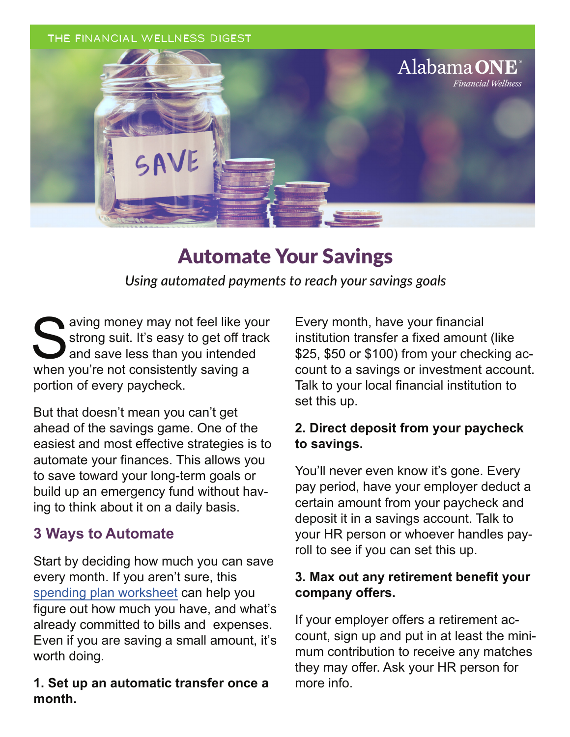THE FINANCIAL WELLNESS DIGEST

Alabama ONE
*Financial Wellness*

# Automate Your Savings

*Using automated payments to reach your savings goals*

Saving money may not feel like your strong suit. It's easy to get off track and save less than you intended when you're not consistently saving a portion of every paycheck.

But that doesn't mean you can't get ahead of the savings game. One of the easiest and most effective strategies is to automate your finances. This allows you to save toward your long-term goals or build up an emergency fund without having to think about it on a daily basis.

## 3 Ways to Automate

Start by deciding how much you can save every month. If you aren't sure, this spending plan worksheet can help you figure out how much you have, and what's already committed to bills and expenses. Even if you are saving a small amount, it's worth doing.

**1. Set up an automatic transfer once a month.**

Every month, have your financial institution transfer a fixed amount (like $25, $50 or $100) from your checking account to a savings or investment account. Talk to your local financial institution to set this up.

**2. Direct deposit from your paycheck to savings.**

You'll never even know it's gone. Every pay period, have your employer deduct a certain amount from your paycheck and deposit it in a savings account. Talk to your HR person or whoever handles payroll to see if you can set this up.

**3. Max out any retirement benefit your company offers.**

If your employer offers a retirement account, sign up and put in at least the minimum contribution to receive any matches they may offer. Ask your HR person for more info.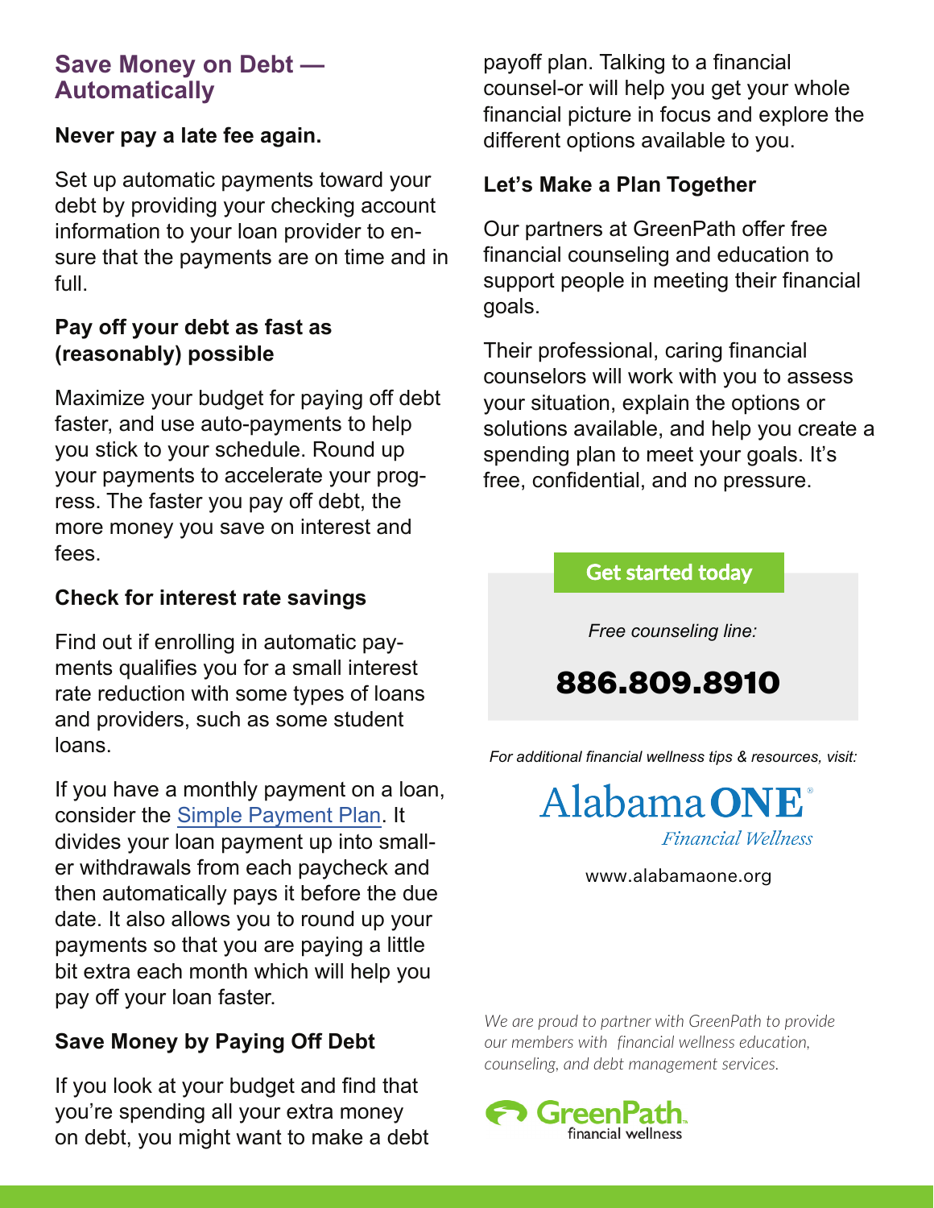## Save Money on Debt — Automatically

**Never pay a late fee again.**

Set up automatic payments toward your debt by providing your checking account information to your loan provider to ensure that the payments are on time and in full.

**Pay off your debt as fast as (reasonably) possible**

Maximize your budget for paying off debt faster, and use auto-payments to help you stick to your schedule. Round up your payments to accelerate your progress. The faster you pay off debt, the more money you save on interest and fees.

**Check for interest rate savings**

Find out if enrolling in automatic payments qualifies you for a small interest rate reduction with some types of loans and providers, such as some student loans.

If you have a monthly payment on a loan, consider the Simple Payment Plan. It divides your loan payment up into smaller withdrawals from each paycheck and then automatically pays it before the due date. It also allows you to round up your payments so that you are paying a little bit extra each month which will help you pay off your loan faster.

**Save Money by Paying Off Debt**

If you look at your budget and find that you're spending all your extra money on debt, you might want to make a debt payoff plan. Talking to a financial counsel-or will help you get your whole financial picture in focus and explore the different options available to you.

**Let's Make a Plan Together**

Our partners at GreenPath offer free financial counseling and education to support people in meeting their financial goals.

Their professional, caring financial counselors will work with you to assess your situation, explain the options or solutions available, and help you create a spending plan to meet your goals. It's free, confidential, and no pressure.

**Get started today**

*Free counseling line:*

**886.809.8910**

*For additional financial wellness tips & resources, visit:*

Alabama ONE® *Financial Wellness*

www.alabamaone.org

*We are proud to partner with GreenPath to provide our members with financial wellness education, counseling, and debt management services.*

GreenPath™ financial wellness